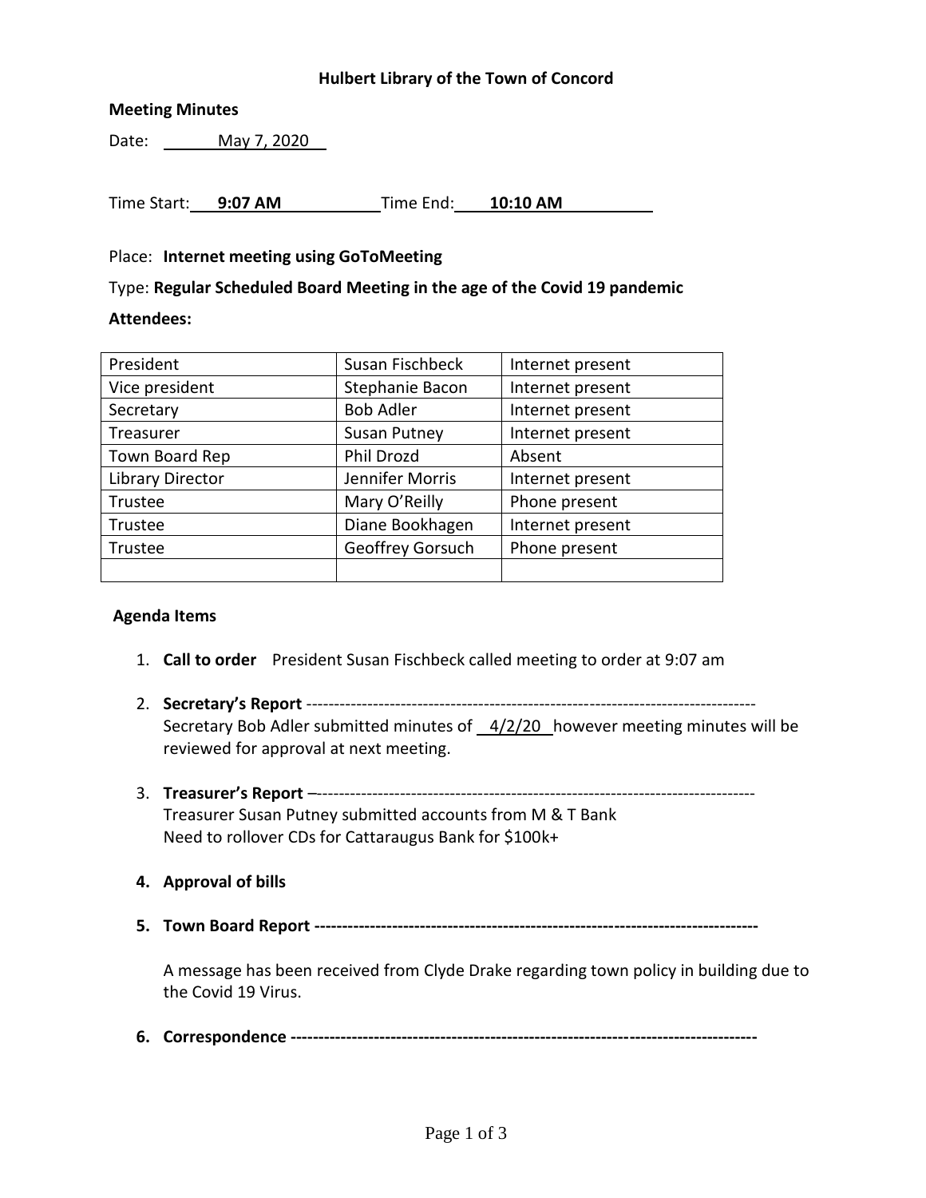**Hulbert Library of the Town of Concord**

**Meeting Minutes**

Date: May 7, 2020

Time Start: **9:07 AM** Time End: **10:10 AM**

Place: **Internet meeting using GoToMeeting**

Type: **Regular Scheduled Board Meeting in the age of the Covid 19 pandemic**

**Attendees:**

| | | |
|---|---|---|
| President | Susan Fischbeck | Internet present |
| Vice president | Stephanie Bacon | Internet present |
| Secretary | Bob Adler | Internet present |
| Treasurer | Susan Putney | Internet present |
| Town Board Rep | Phil Drozd | Absent |
| Library Director | Jennifer Morris | Internet present |
| Trustee | Mary O'Reilly | Phone present |
| Trustee | Diane Bookhagen | Internet present |
| Trustee | Geoffrey Gorsuch | Phone present |
| | | |

**Agenda Items**

1. **Call to order** President Susan Fischbeck called meeting to order at 9:07 am

2. **Secretary's Report** ---------------------------------------------------------------------------------
   Secretary Bob Adler submitted minutes of 4/2/20 however meeting minutes will be reviewed for approval at next meeting.

3. **Treasurer's Report** –------------------------------------------------------------------------------
   Treasurer Susan Putney submitted accounts from M & T Bank
   Need to rollover CDs for Cattaraugus Bank for $100k+

4. **Approval of bills**

5. **Town Board Report** ------------------------------------------------------------------------------

   A message has been received from Clyde Drake regarding town policy in building due to the Covid 19 Virus.

6. **Correspondence** ---------------------------------------------------------------------------------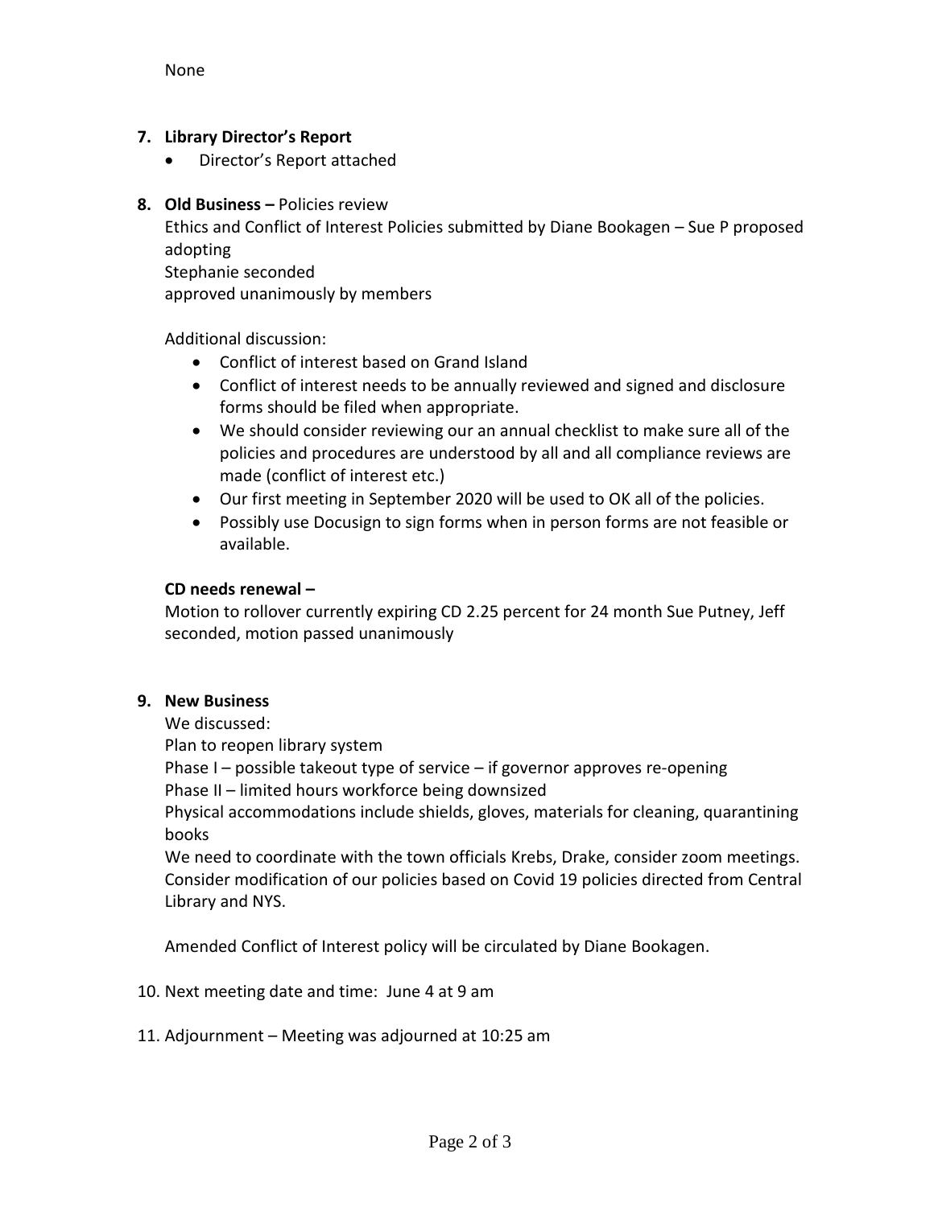None

**7. Library Director's Report**

- Director's Report attached

**8. Old Business –** Policies review

Ethics and Conflict of Interest Policies submitted by Diane Bookagen – Sue P proposed adopting
Stephanie seconded
approved unanimously by members

Additional discussion:

- Conflict of interest based on Grand Island
- Conflict of interest needs to be annually reviewed and signed and disclosure forms should be filed when appropriate.
- We should consider reviewing our an annual checklist to make sure all of the policies and procedures are understood by all and all compliance reviews are made (conflict of interest etc.)
- Our first meeting in September 2020 will be used to OK all of the policies.
- Possibly use Docusign to sign forms when in person forms are not feasible or available.

**CD needs renewal –**

Motion to rollover currently expiring CD 2.25 percent for 24 month Sue Putney, Jeff seconded, motion passed unanimously

**9. New Business**

We discussed:
Plan to reopen library system
Phase I – possible takeout type of service – if governor approves re-opening
Phase II – limited hours workforce being downsized
Physical accommodations include shields, gloves, materials for cleaning, quarantining books
We need to coordinate with the town officials Krebs, Drake, consider zoom meetings.
Consider modification of our policies based on Covid 19 policies directed from Central Library and NYS.

Amended Conflict of Interest policy will be circulated by Diane Bookagen.

10. Next meeting date and time: June 4 at 9 am

11. Adjournment – Meeting was adjourned at 10:25 am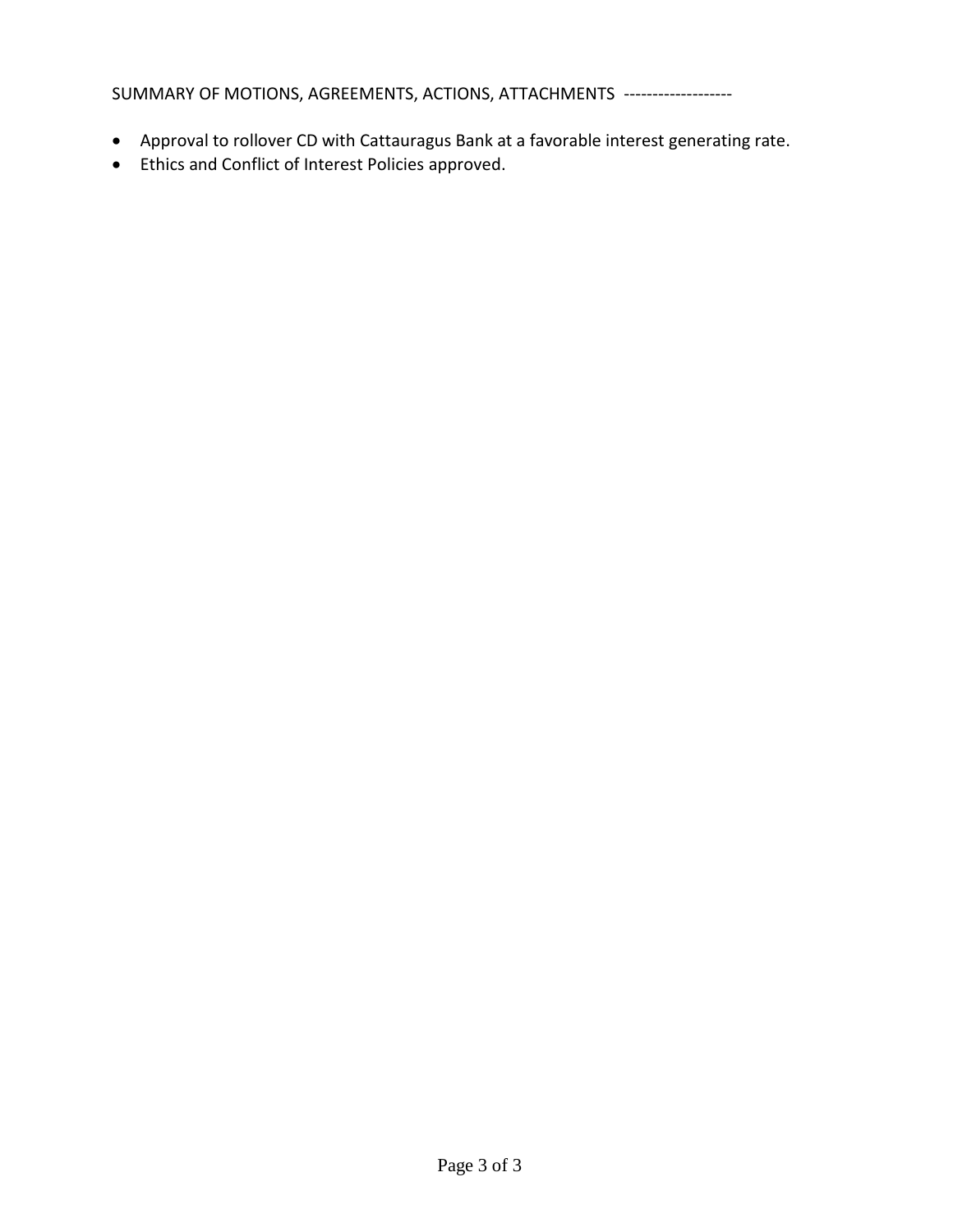SUMMARY OF MOTIONS, AGREEMENTS, ACTIONS, ATTACHMENTS -------------------

- Approval to rollover CD with Cattauragus Bank at a favorable interest generating rate.
- Ethics and Conflict of Interest Policies approved.